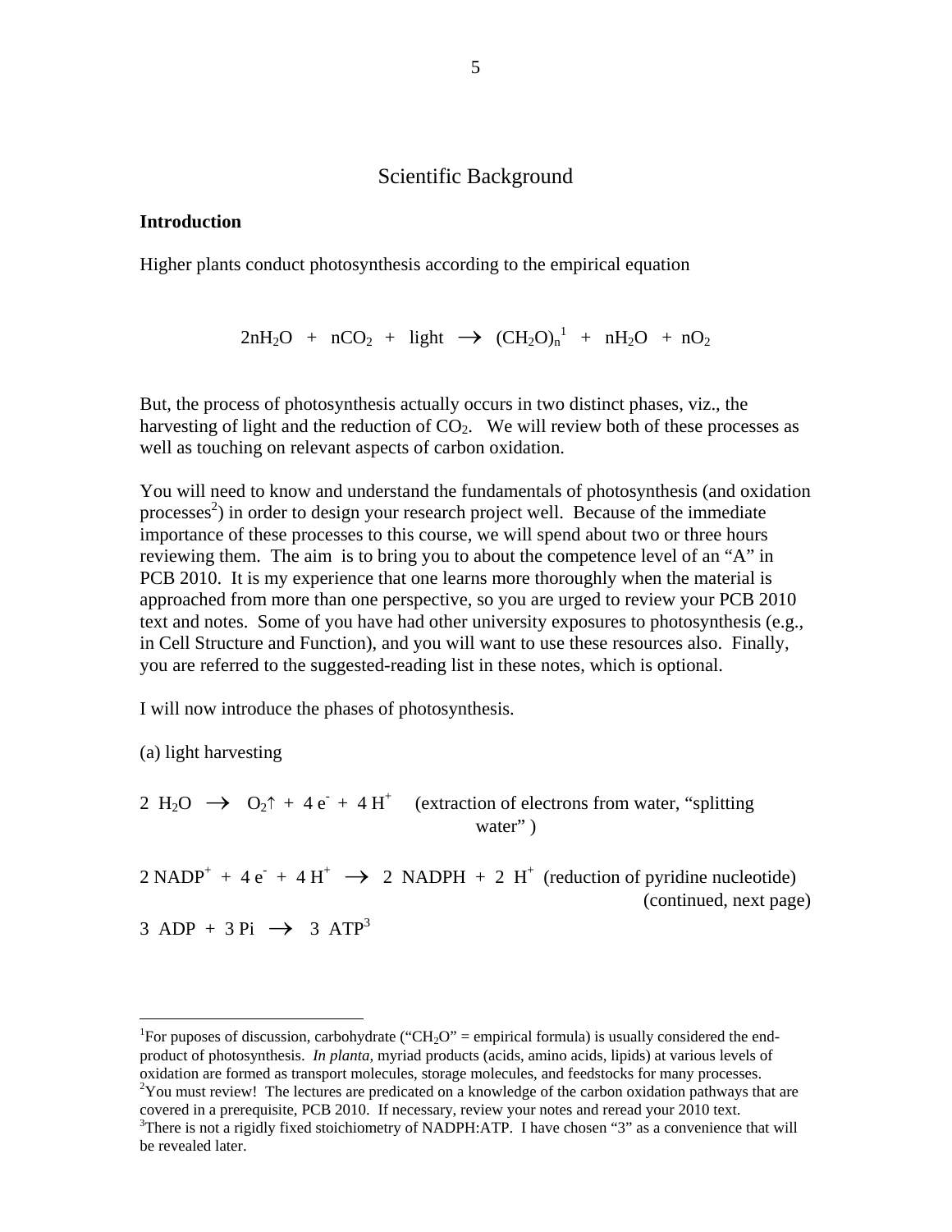# Scientific Background

**Introduction**

Higher plants conduct photosynthesis according to the empirical equation

$$2nH_2O \ + \ nCO_2 \ + \ \text{light} \ \rightarrow \ (CH_2O)_n{}^{1} \ + \ nH_2O \ + \ nO_2$$

But, the process of photosynthesis actually occurs in two distinct phases, viz., the harvesting of light and the reduction of $CO_2$. We will review both of these processes as well as touching on relevant aspects of carbon oxidation.

You will need to know and understand the fundamentals of photosynthesis (and oxidation processes[2]) in order to design your research project well. Because of the immediate importance of these processes to this course, we will spend about two or three hours reviewing them. The aim is to bring you to about the competence level of an "A" in PCB 2010. It is my experience that one learns more thoroughly when the material is approached from more than one perspective, so you are urged to review your PCB 2010 text and notes. Some of you have had other university exposures to photosynthesis (e.g., in Cell Structure and Function), and you will want to use these resources also. Finally, you are referred to the suggested-reading list in these notes, which is optional.

I will now introduce the phases of photosynthesis.

(a) light harvesting

$2 \ H_2O \ \rightarrow \ O_2\uparrow \ + \ 4 \ e^- \ + \ 4 \ H^+$ (extraction of electrons from water, "splitting water" )

$2 \ NADP^+ \ + \ 4 \ e^- \ + \ 4 \ H^+ \ \rightarrow \ 2 \ NADPH \ + \ 2 \ H^+$ (reduction of pyridine nucleotide) (continued, next page)

$3 \ ADP \ + \ 3 \ Pi \ \rightarrow \ 3 \ ATP$[3]

---

[1]For puposes of discussion, carbohydrate ("$CH_2O$" = empirical formula) is usually considered the end-product of photosynthesis. *In planta*, myriad products (acids, amino acids, lipids) at various levels of oxidation are formed as transport molecules, storage molecules, and feedstocks for many processes.

[2]You must review! The lectures are predicated on a knowledge of the carbon oxidation pathways that are covered in a prerequisite, PCB 2010. If necessary, review your notes and reread your 2010 text.

[3]There is not a rigidly fixed stoichiometry of NADPH:ATP. I have chosen "3" as a convenience that will be revealed later.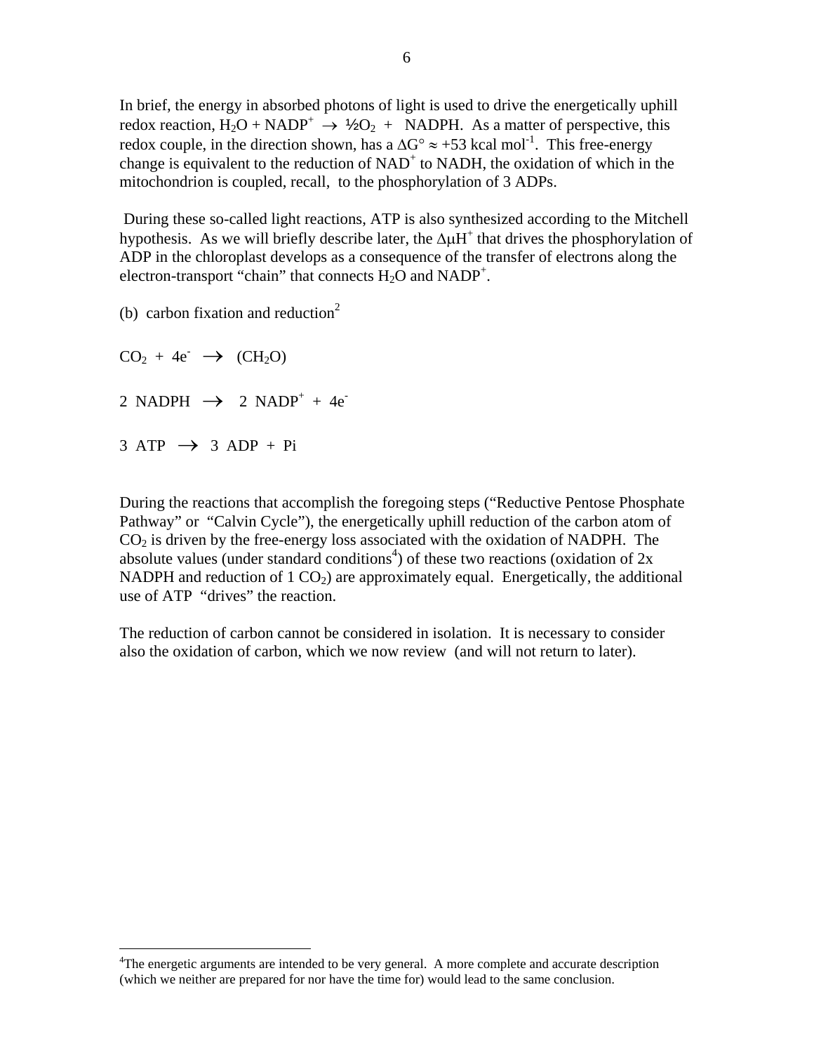In brief, the energy in absorbed photons of light is used to drive the energetically uphill redox reaction, $H_2O + NADP^+ \rightarrow \frac{1}{2}O_2 + NADPH$. As a matter of perspective, this redox couple, in the direction shown, has a $\Delta G° \approx +53$ kcal mol$^{-1}$. This free-energy change is equivalent to the reduction of $NAD^+$ to NADH, the oxidation of which in the mitochondrion is coupled, recall, to the phosphorylation of 3 ADPs.

During these so-called light reactions, ATP is also synthesized according to the Mitchell hypothesis. As we will briefly describe later, the $\Delta\mu H^+$ that drives the phosphorylation of ADP in the chloroplast develops as a consequence of the transfer of electrons along the electron-transport "chain" that connects $H_2O$ and $NADP^+$.

(b) carbon fixation and reduction[2]

$$CO_2 + 4e^- \rightarrow (CH_2O)$$

$$2\ NADPH \rightarrow 2\ NADP^+ + 4e^-$$

$$3\ ATP \rightarrow 3\ ADP + Pi$$

During the reactions that accomplish the foregoing steps ("Reductive Pentose Phosphate Pathway" or "Calvin Cycle"), the energetically uphill reduction of the carbon atom of $CO_2$ is driven by the free-energy loss associated with the oxidation of NADPH. The absolute values (under standard conditions[4]) of these two reactions (oxidation of 2x NADPH and reduction of 1 $CO_2$) are approximately equal. Energetically, the additional use of ATP "drives" the reaction.

The reduction of carbon cannot be considered in isolation. It is necessary to consider also the oxidation of carbon, which we now review (and will not return to later).

---

[4]The energetic arguments are intended to be very general. A more complete and accurate description (which we neither are prepared for nor have the time for) would lead to the same conclusion.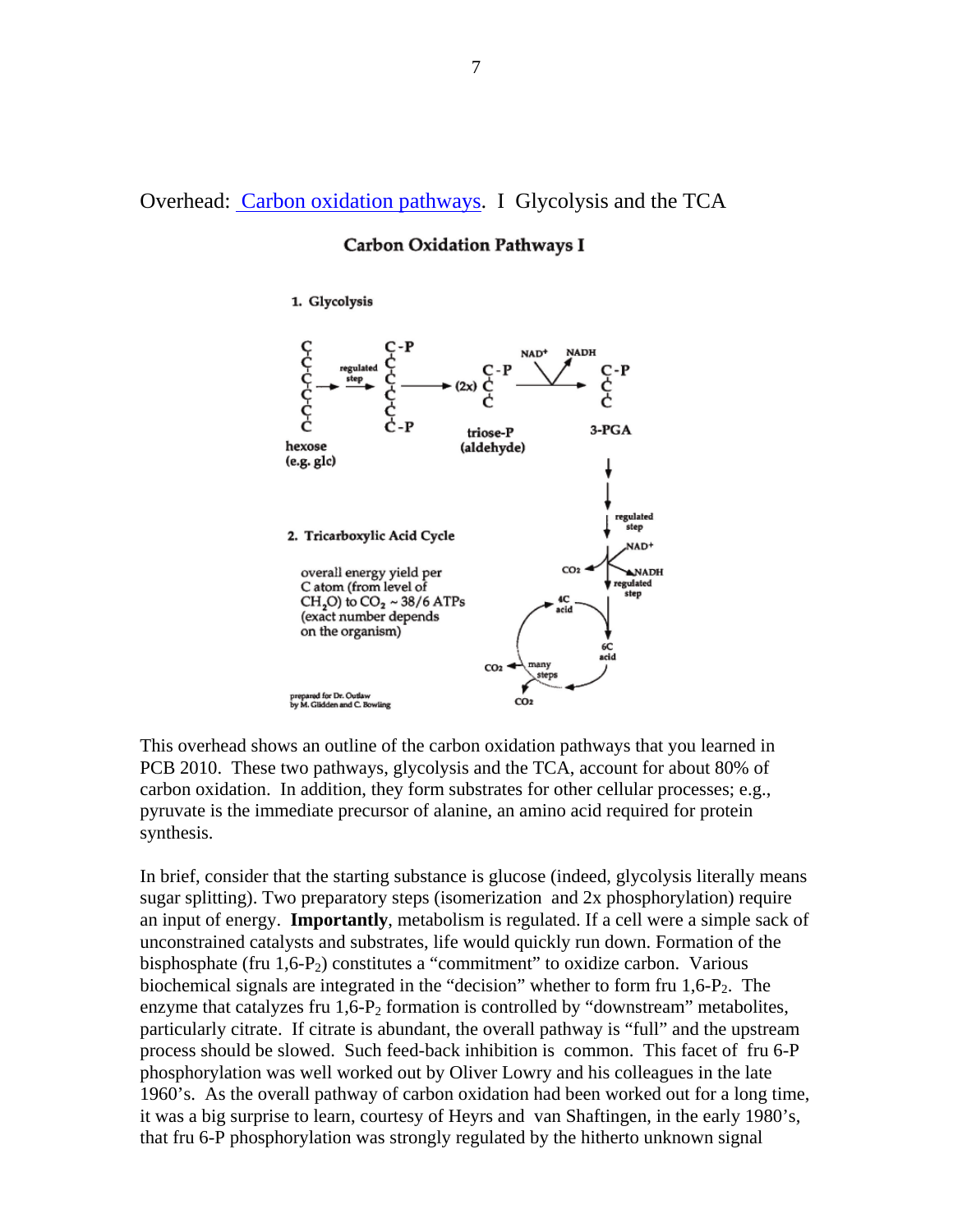Overhead: [Carbon oxidation pathways](). I Glycolysis and the TCA

This overhead shows an outline of the carbon oxidation pathways that you learned in PCB 2010. These two pathways, glycolysis and the TCA, account for about 80% of carbon oxidation. In addition, they form substrates for other cellular processes; e.g., pyruvate is the immediate precursor of alanine, an amino acid required for protein synthesis.

In brief, consider that the starting substance is glucose (indeed, glycolysis literally means sugar splitting). Two preparatory steps (isomerization and 2x phosphorylation) require an input of energy. **Importantly**, metabolism is regulated. If a cell were a simple sack of unconstrained catalysts and substrates, life would quickly run down. Formation of the bisphosphate (fru 1,6-$P_2$) constitutes a "commitment" to oxidize carbon. Various biochemical signals are integrated in the "decision" whether to form fru 1,6-$P_2$. The enzyme that catalyzes fru 1,6-$P_2$ formation is controlled by "downstream" metabolites, particularly citrate. If citrate is abundant, the overall pathway is "full" and the upstream process should be slowed. Such feed-back inhibition is common. This facet of fru 6-P phosphorylation was well worked out by Oliver Lowry and his colleagues in the late 1960's. As the overall pathway of carbon oxidation had been worked out for a long time, it was a big surprise to learn, courtesy of Heyrs and van Shaftingen, in the early 1980's, that fru 6-P phosphorylation was strongly regulated by the hitherto unknown signal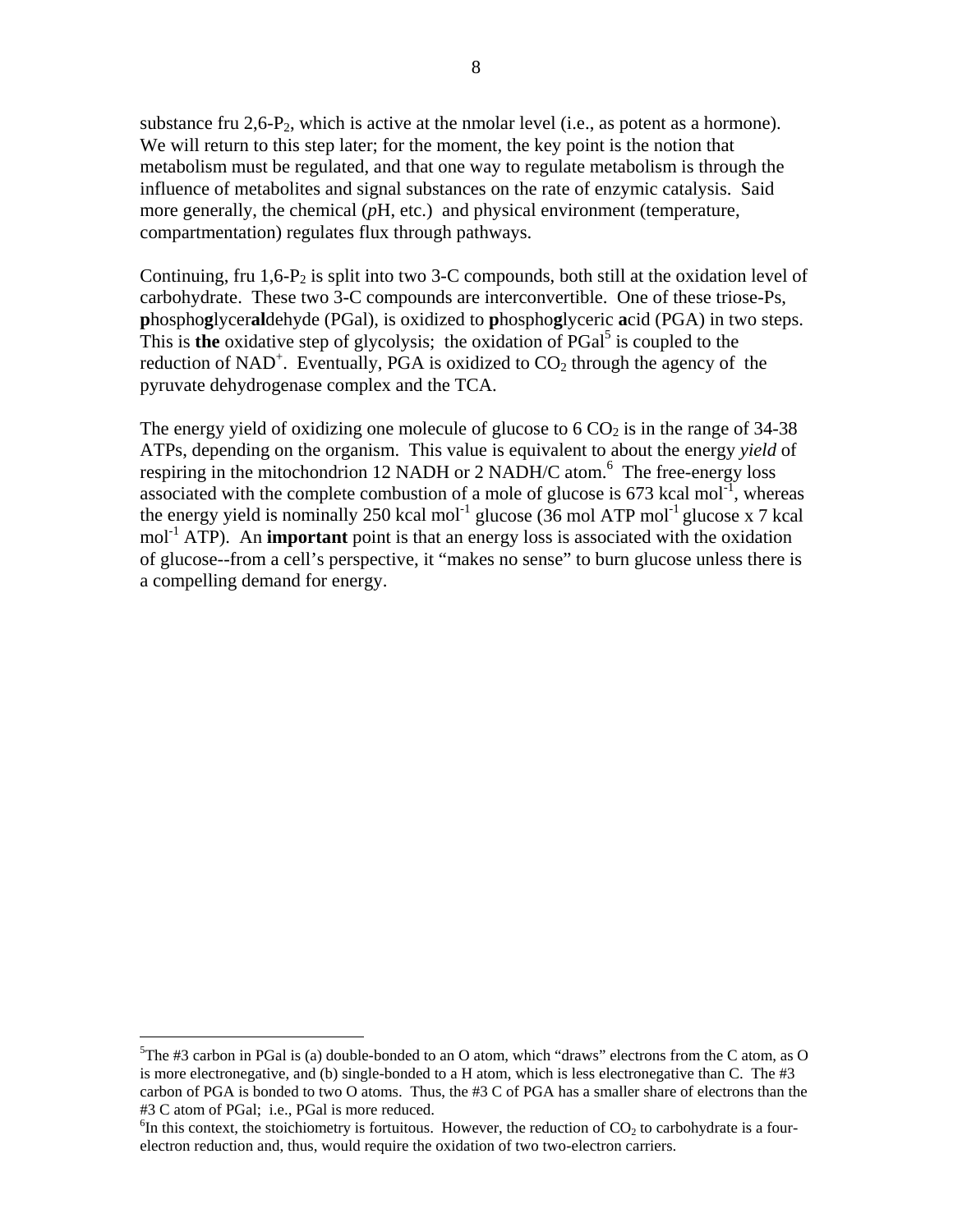substance fru 2,6-$P_2$, which is active at the nmolar level (i.e., as potent as a hormone). We will return to this step later; for the moment, the key point is the notion that metabolism must be regulated, and that one way to regulate metabolism is through the influence of metabolites and signal substances on the rate of enzymic catalysis. Said more generally, the chemical (*p*H, etc.) and physical environment (temperature, compartmentation) regulates flux through pathways.

Continuing, fru 1,6-$P_2$ is split into two 3-C compounds, both still at the oxidation level of carbohydrate. These two 3-C compounds are interconvertible. One of these triose-Ps, **p**hospho**g**lycer**al**dehyde (PGal), is oxidized to **p**hospho**g**lyceric **a**cid (PGA) in two steps. This is **the** oxidative step of glycolysis; the oxidation of PGal[5] is coupled to the reduction of $NAD^+$. Eventually, PGA is oxidized to $CO_2$ through the agency of the pyruvate dehydrogenase complex and the TCA.

The energy yield of oxidizing one molecule of glucose to 6 $CO_2$ is in the range of 34-38 ATPs, depending on the organism. This value is equivalent to about the energy *yield* of respiring in the mitochondrion 12 NADH or 2 NADH/C atom.[6] The free-energy loss associated with the complete combustion of a mole of glucose is 673 kcal $mol^{-1}$, whereas the energy yield is nominally 250 kcal $mol^{-1}$ glucose (36 mol ATP $mol^{-1}$ glucose x 7 kcal $mol^{-1}$ ATP). An **important** point is that an energy loss is associated with the oxidation of glucose--from a cell's perspective, it "makes no sense" to burn glucose unless there is a compelling demand for energy.

---

[5]The #3 carbon in PGal is (a) double-bonded to an O atom, which "draws" electrons from the C atom, as O is more electronegative, and (b) single-bonded to a H atom, which is less electronegative than C. The #3 carbon of PGA is bonded to two O atoms. Thus, the #3 C of PGA has a smaller share of electrons than the #3 C atom of PGal; i.e., PGal is more reduced.

[6]In this context, the stoichiometry is fortuitous. However, the reduction of $CO_2$ to carbohydrate is a four-electron reduction and, thus, would require the oxidation of two two-electron carriers.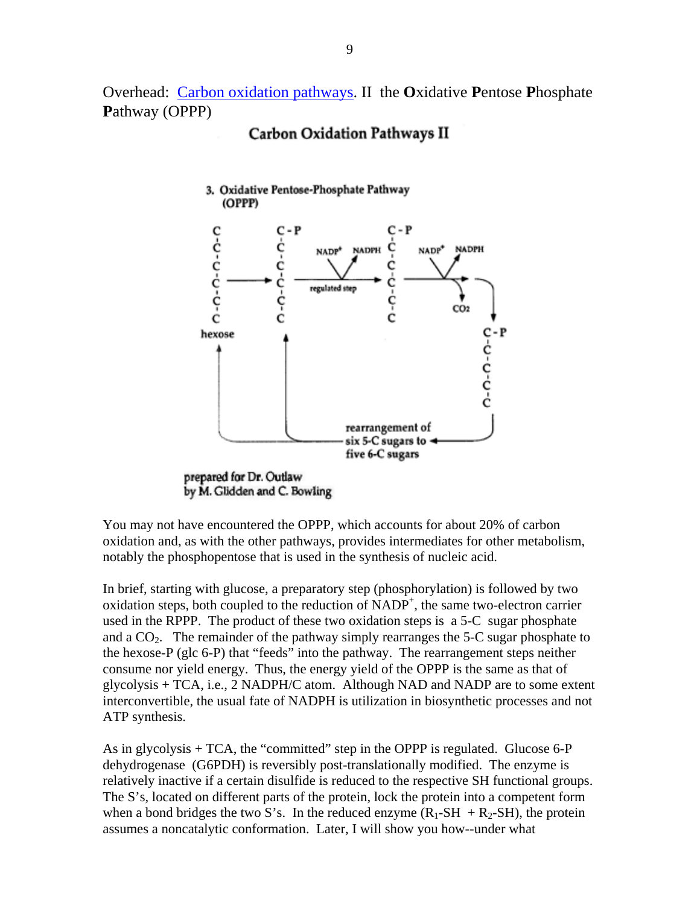Overhead: Carbon oxidation pathways. II the **O**xidative **P**entose **P**hosphate **P**athway (OPPP)

**Carbon Oxidation Pathways II**

**3. Oxidative Pentose-Phosphate Pathway (OPPP)**

hexose

$NADP^+$ NADPH

regulated step

$NADP^+$ NADPH

$CO_2$

rearrangement of six 5-C sugars to five 6-C sugars

prepared for Dr. Outlaw by M. Glidden and C. Bowling

You may not have encountered the OPPP, which accounts for about 20% of carbon oxidation and, as with the other pathways, provides intermediates for other metabolism, notably the phosphopentose that is used in the synthesis of nucleic acid.

In brief, starting with glucose, a preparatory step (phosphorylation) is followed by two oxidation steps, both coupled to the reduction of $NADP^+$, the same two-electron carrier used in the RPPP. The product of these two oxidation steps is a 5-C sugar phosphate and a $CO_2$. The remainder of the pathway simply rearranges the 5-C sugar phosphate to the hexose-P (glc 6-P) that "feeds" into the pathway. The rearrangement steps neither consume nor yield energy. Thus, the energy yield of the OPPP is the same as that of glycolysis + TCA, i.e., 2 NADPH/C atom. Although NAD and NADP are to some extent interconvertible, the usual fate of NADPH is utilization in biosynthetic processes and not ATP synthesis.

As in glycolysis + TCA, the "committed" step in the OPPP is regulated. Glucose 6-P dehydrogenase (G6PDH) is reversibly post-translationally modified. The enzyme is relatively inactive if a certain disulfide is reduced to the respective SH functional groups. The S's, located on different parts of the protein, lock the protein into a competent form when a bond bridges the two S's. In the reduced enzyme ($R_1$-SH + $R_2$-SH), the protein assumes a noncatalytic conformation. Later, I will show you how--under what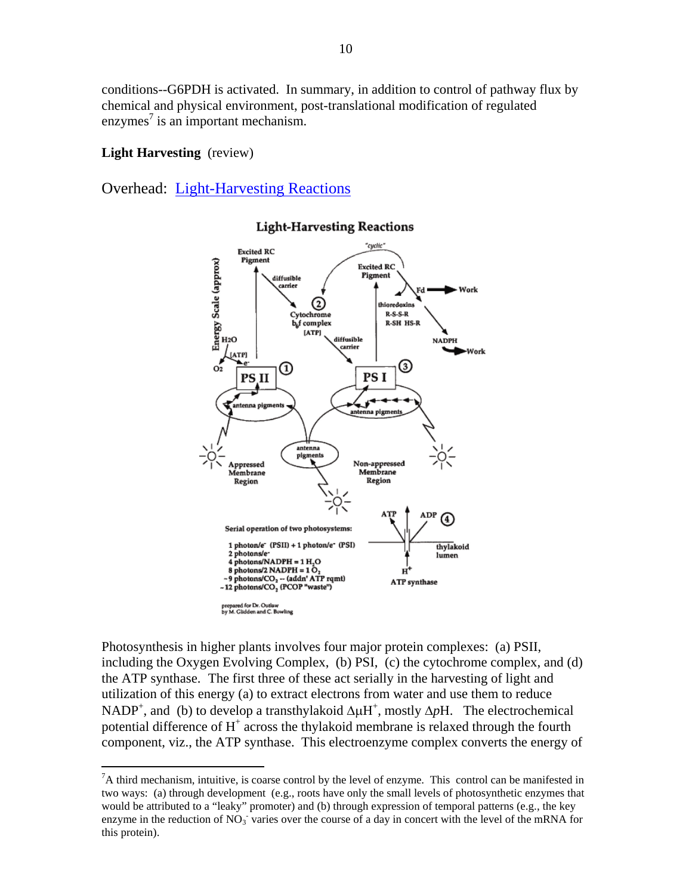conditions--G6PDH is activated. In summary, in addition to control of pathway flux by chemical and physical environment, post-translational modification of regulated enzymes[7] is an important mechanism.

**Light Harvesting** (review)

Overhead: Light-Harvesting Reactions

Photosynthesis in higher plants involves four major protein complexes: (a) PSII, including the Oxygen Evolving Complex, (b) PSI, (c) the cytochrome complex, and (d) the ATP synthase. The first three of these act serially in the harvesting of light and utilization of this energy (a) to extract electrons from water and use them to reduce $NADP^+$, and (b) to develop a transthylakoid $\Delta\mu H^+$, mostly $\Delta p$H. The electrochemical potential difference of $H^+$ across the thylakoid membrane is relaxed through the fourth component, viz., the ATP synthase. This electroenzyme complex converts the energy of

---

[7] A third mechanism, intuitive, is coarse control by the level of enzyme. This control can be manifested in two ways: (a) through development (e.g., roots have only the small levels of photosynthetic enzymes that would be attributed to a "leaky" promoter) and (b) through expression of temporal patterns (e.g., the key enzyme in the reduction of $NO_3^-$ varies over the course of a day in concert with the level of the mRNA for this protein).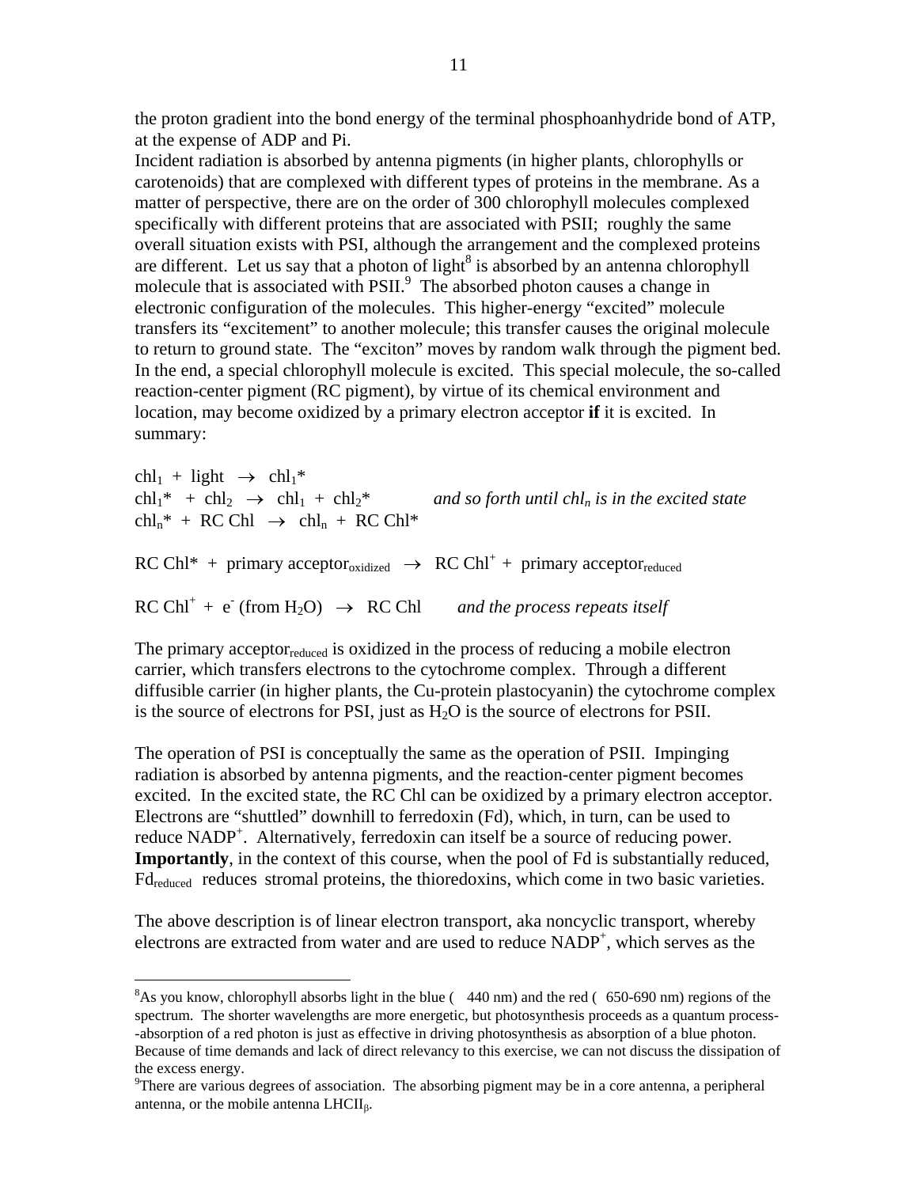the proton gradient into the bond energy of the terminal phosphoanhydride bond of ATP, at the expense of ADP and Pi.

Incident radiation is absorbed by antenna pigments (in higher plants, chlorophylls or carotenoids) that are complexed with different types of proteins in the membrane. As a matter of perspective, there are on the order of 300 chlorophyll molecules complexed specifically with different proteins that are associated with PSII; roughly the same overall situation exists with PSI, although the arrangement and the complexed proteins are different. Let us say that a photon of light[8] is absorbed by an antenna chlorophyll molecule that is associated with PSII.[9] The absorbed photon causes a change in electronic configuration of the molecules. This higher-energy "excited" molecule transfers its "excitement" to another molecule; this transfer causes the original molecule to return to ground state. The "exciton" moves by random walk through the pigment bed. In the end, a special chlorophyll molecule is excited. This special molecule, the so-called reaction-center pigment (RC pigment), by virtue of its chemical environment and location, may become oxidized by a primary electron acceptor **if** it is excited. In summary:

$chl_1 + \text{light} \rightarrow chl_1^*$

$chl_1^* + chl_2 \rightarrow chl_1 + chl_2^*$ *and so forth until $chl_n$ is in the excited state*

$chl_n^* + \text{RC Chl} \rightarrow chl_n + \text{RC Chl}^*$

$\text{RC Chl}^* + \text{primary acceptor}_{oxidized} \rightarrow \text{RC Chl}^+ + \text{primary acceptor}_{reduced}$

$\text{RC Chl}^+ + e^- (\text{from } H_2O) \rightarrow \text{RC Chl}$ *and the process repeats itself*

The primary $\text{acceptor}_{reduced}$ is oxidized in the process of reducing a mobile electron carrier, which transfers electrons to the cytochrome complex. Through a different diffusible carrier (in higher plants, the Cu-protein plastocyanin) the cytochrome complex is the source of electrons for PSI, just as $H_2O$ is the source of electrons for PSII.

The operation of PSI is conceptually the same as the operation of PSII. Impinging radiation is absorbed by antenna pigments, and the reaction-center pigment becomes excited. In the excited state, the RC Chl can be oxidized by a primary electron acceptor. Electrons are "shuttled" downhill to ferredoxin (Fd), which, in turn, can be used to reduce $NADP^+$. Alternatively, ferredoxin can itself be a source of reducing power. **Importantly**, in the context of this course, when the pool of Fd is substantially reduced, $Fd_{reduced}$ reduces stromal proteins, the thioredoxins, which come in two basic varieties.

The above description is of linear electron transport, aka noncyclic transport, whereby electrons are extracted from water and are used to reduce $NADP^+$, which serves as the

---

[8] As you know, chlorophyll absorbs light in the blue ( 440 nm) and the red ( 650-690 nm) regions of the spectrum. The shorter wavelengths are more energetic, but photosynthesis proceeds as a quantum process--absorption of a red photon is just as effective in driving photosynthesis as absorption of a blue photon. Because of time demands and lack of direct relevancy to this exercise, we can not discuss the dissipation of the excess energy.

[9] There are various degrees of association. The absorbing pigment may be in a core antenna, a peripheral antenna, or the mobile antenna $LHCII_\beta$.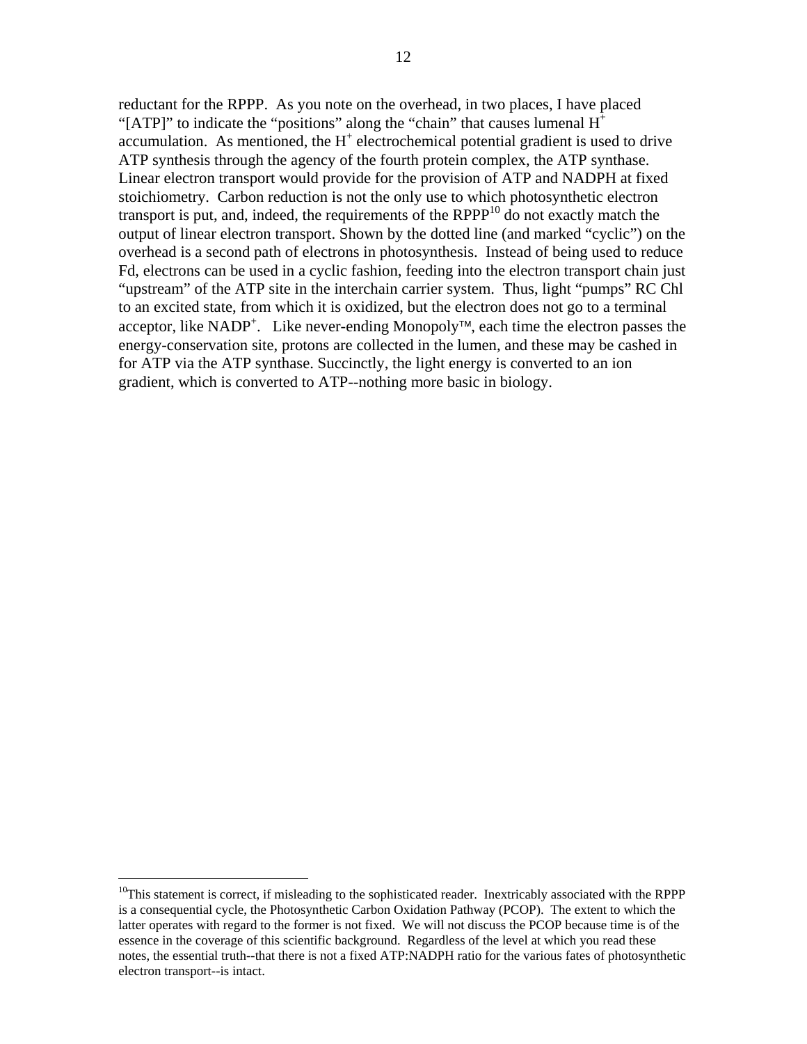reductant for the RPPP. As you note on the overhead, in two places, I have placed "[ATP]" to indicate the "positions" along the "chain" that causes lumenal $H^+$ accumulation. As mentioned, the $H^+$ electrochemical potential gradient is used to drive ATP synthesis through the agency of the fourth protein complex, the ATP synthase. Linear electron transport would provide for the provision of ATP and NADPH at fixed stoichiometry. Carbon reduction is not the only use to which photosynthetic electron transport is put, and, indeed, the requirements of the RPPP[10] do not exactly match the output of linear electron transport. Shown by the dotted line (and marked "cyclic") on the overhead is a second path of electrons in photosynthesis. Instead of being used to reduce Fd, electrons can be used in a cyclic fashion, feeding into the electron transport chain just "upstream" of the ATP site in the interchain carrier system. Thus, light "pumps" RC Chl to an excited state, from which it is oxidized, but the electron does not go to a terminal acceptor, like $NADP^+$. Like never-ending Monopoly™, each time the electron passes the energy-conservation site, protons are collected in the lumen, and these may be cashed in for ATP via the ATP synthase. Succinctly, the light energy is converted to an ion gradient, which is converted to ATP--nothing more basic in biology.

---

[10] This statement is correct, if misleading to the sophisticated reader. Inextricably associated with the RPPP is a consequential cycle, the Photosynthetic Carbon Oxidation Pathway (PCOP). The extent to which the latter operates with regard to the former is not fixed. We will not discuss the PCOP because time is of the essence in the coverage of this scientific background. Regardless of the level at which you read these notes, the essential truth--that there is not a fixed ATP:NADPH ratio for the various fates of photosynthetic electron transport--is intact.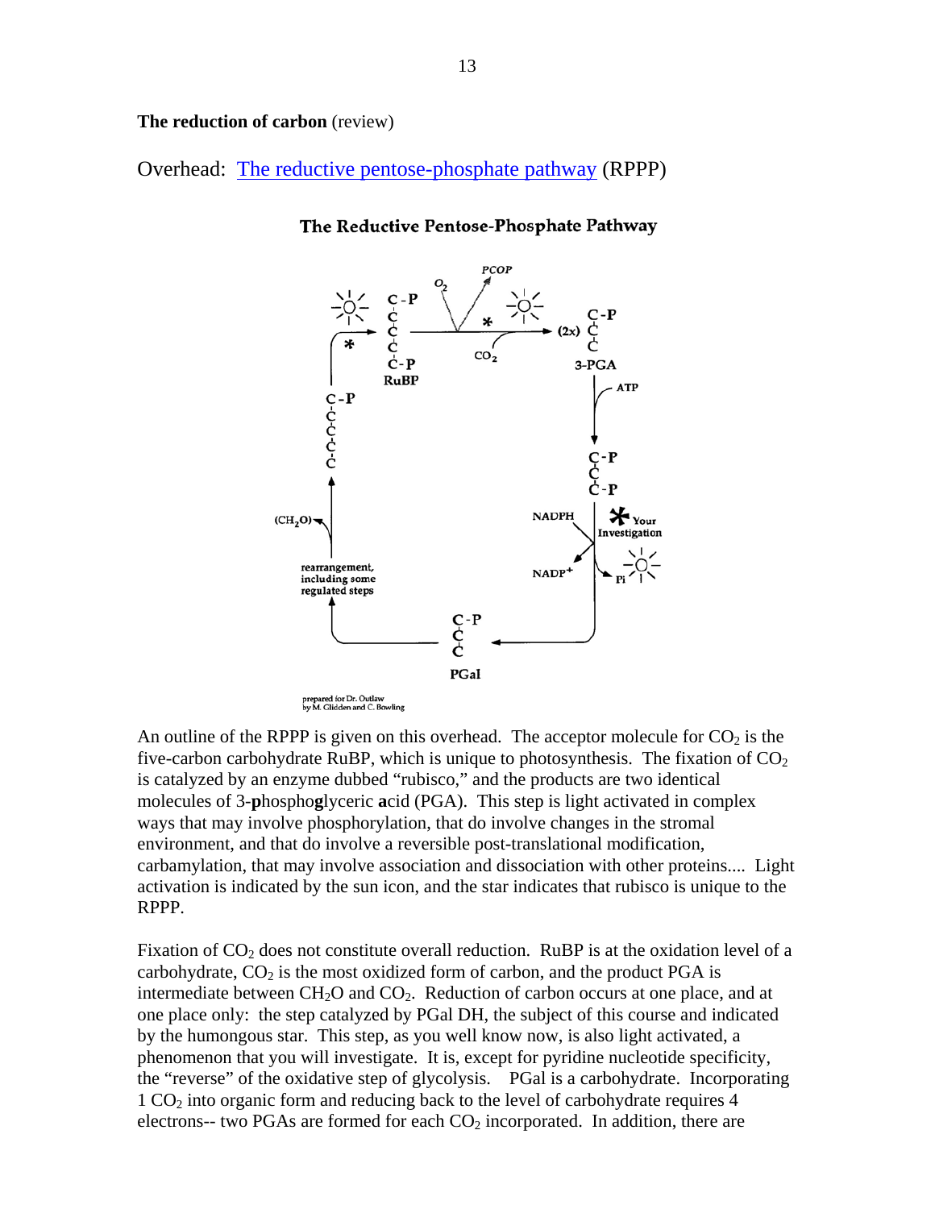**The reduction of carbon** (review)

Overhead: The reductive pentose-phosphate pathway (RPPP)

An outline of the RPPP is given on this overhead. The acceptor molecule for $CO_2$ is the five-carbon carbohydrate RuBP, which is unique to photosynthesis. The fixation of $CO_2$ is catalyzed by an enzyme dubbed "rubisco," and the products are two identical molecules of 3-**p**hospho**g**lyceric **a**cid (PGA). This step is light activated in complex ways that may involve phosphorylation, that do involve changes in the stromal environment, and that do involve a reversible post-translational modification, carbamylation, that may involve association and dissociation with other proteins.... Light activation is indicated by the sun icon, and the star indicates that rubisco is unique to the RPPP.

Fixation of $CO_2$ does not constitute overall reduction. RuBP is at the oxidation level of a carbohydrate, $CO_2$ is the most oxidized form of carbon, and the product PGA is intermediate between $CH_2O$ and $CO_2$. Reduction of carbon occurs at one place, and at one place only: the step catalyzed by PGal DH, the subject of this course and indicated by the humongous star. This step, as you well know now, is also light activated, a phenomenon that you will investigate. It is, except for pyridine nucleotide specificity, the "reverse" of the oxidative step of glycolysis. PGal is a carbohydrate. Incorporating 1 $CO_2$ into organic form and reducing back to the level of carbohydrate requires 4 electrons-- two PGAs are formed for each $CO_2$ incorporated. In addition, there are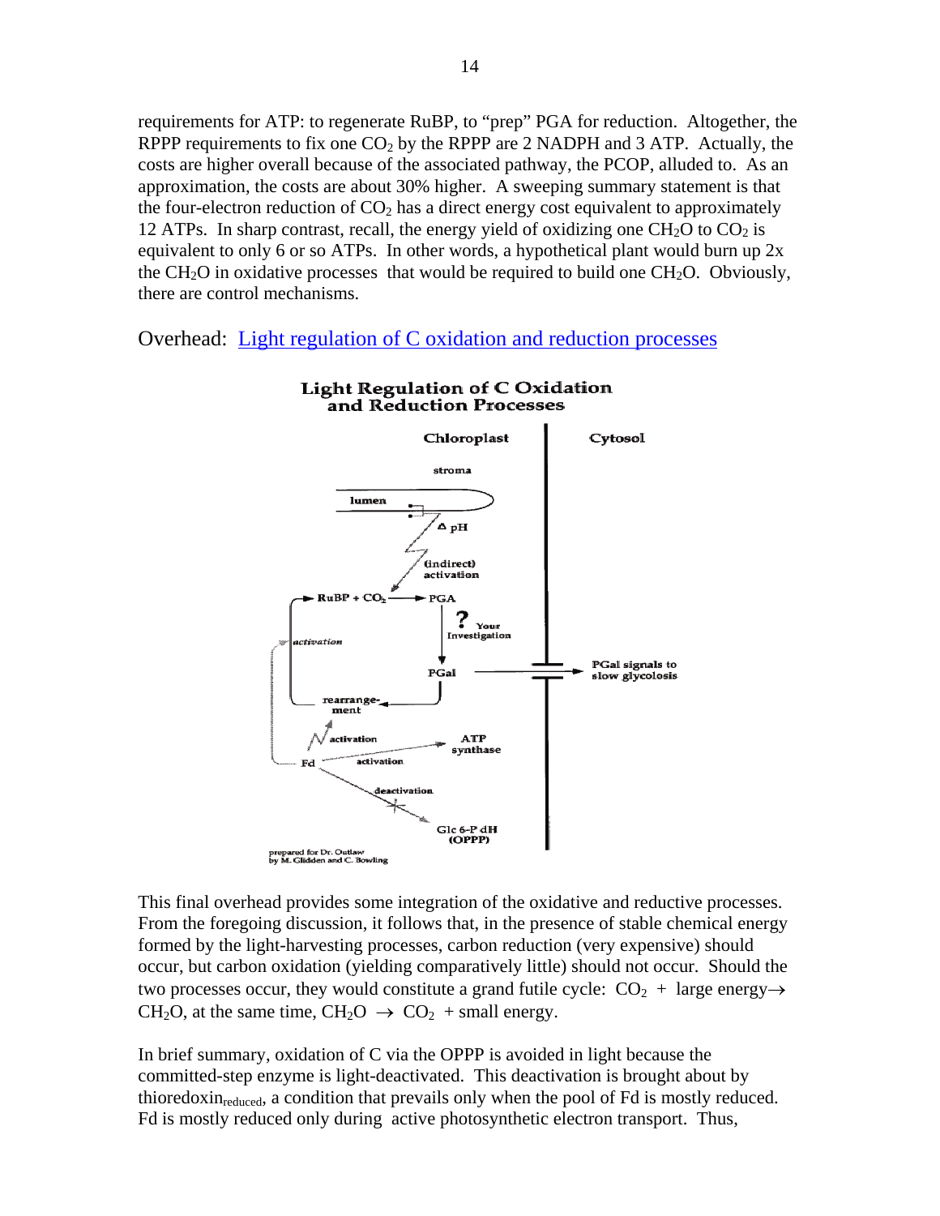requirements for ATP: to regenerate RuBP, to "prep" PGA for reduction. Altogether, the RPPP requirements to fix one $CO_2$ by the RPPP are 2 NADPH and 3 ATP. Actually, the costs are higher overall because of the associated pathway, the PCOP, alluded to. As an approximation, the costs are about 30% higher. A sweeping summary statement is that the four-electron reduction of $CO_2$ has a direct energy cost equivalent to approximately 12 ATPs. In sharp contrast, recall, the energy yield of oxidizing one $CH_2O$ to $CO_2$ is equivalent to only 6 or so ATPs. In other words, a hypothetical plant would burn up 2x the $CH_2O$ in oxidative processes that would be required to build one $CH_2O$. Obviously, there are control mechanisms.

Overhead: [Light regulation of C oxidation and reduction processes]

This final overhead provides some integration of the oxidative and reductive processes. From the foregoing discussion, it follows that, in the presence of stable chemical energy formed by the light-harvesting processes, carbon reduction (very expensive) should occur, but carbon oxidation (yielding comparatively little) should not occur. Should the two processes occur, they would constitute a grand futile cycle: $CO_2$ + large energy$\rightarrow$ $CH_2O$, at the same time, $CH_2O \rightarrow CO_2$ + small energy.

In brief summary, oxidation of C via the OPPP is avoided in light because the committed-step enzyme is light-deactivated. This deactivation is brought about by thioredoxin$_{reduced}$, a condition that prevails only when the pool of Fd is mostly reduced. Fd is mostly reduced only during active photosynthetic electron transport. Thus,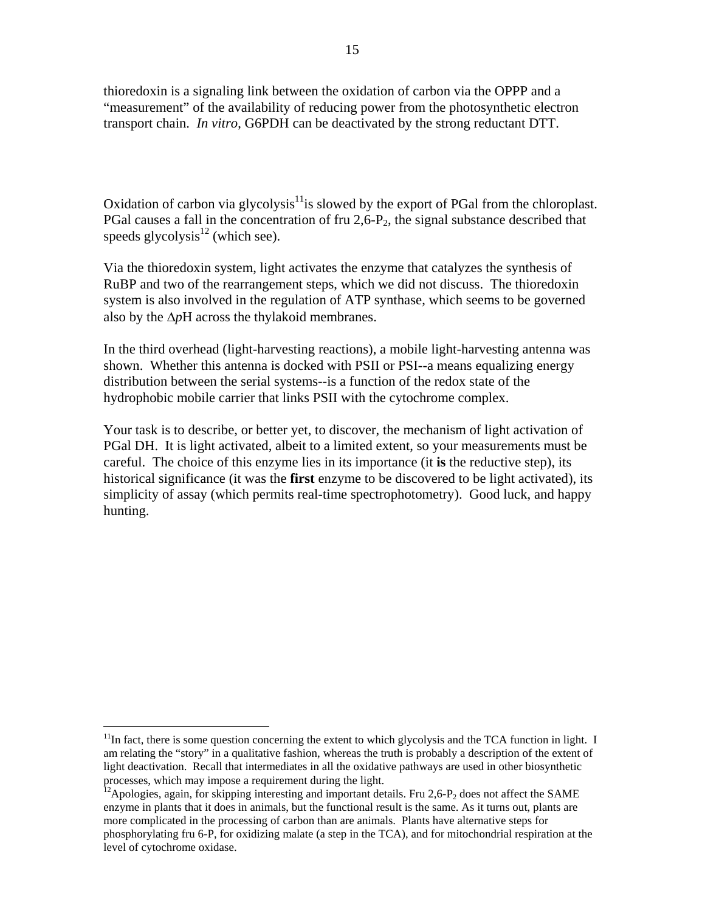thioredoxin is a signaling link between the oxidation of carbon via the OPPP and a "measurement" of the availability of reducing power from the photosynthetic electron transport chain. *In vitro*, G6PDH can be deactivated by the strong reductant DTT.

Oxidation of carbon via glycolysis[11] is slowed by the export of PGal from the chloroplast. PGal causes a fall in the concentration of fru 2,6-$P_2$, the signal substance described that speeds glycolysis[12] (which see).

Via the thioredoxin system, light activates the enzyme that catalyzes the synthesis of RuBP and two of the rearrangement steps, which we did not discuss. The thioredoxin system is also involved in the regulation of ATP synthase, which seems to be governed also by the $\Delta p$H across the thylakoid membranes.

In the third overhead (light-harvesting reactions), a mobile light-harvesting antenna was shown. Whether this antenna is docked with PSII or PSI--a means equalizing energy distribution between the serial systems--is a function of the redox state of the hydrophobic mobile carrier that links PSII with the cytochrome complex.

Your task is to describe, or better yet, to discover, the mechanism of light activation of PGal DH. It is light activated, albeit to a limited extent, so your measurements must be careful. The choice of this enzyme lies in its importance (it **is** the reductive step), its historical significance (it was the **first** enzyme to be discovered to be light activated), its simplicity of assay (which permits real-time spectrophotometry). Good luck, and happy hunting.

---

[11] In fact, there is some question concerning the extent to which glycolysis and the TCA function in light. I am relating the "story" in a qualitative fashion, whereas the truth is probably a description of the extent of light deactivation. Recall that intermediates in all the oxidative pathways are used in other biosynthetic processes, which may impose a requirement during the light.

[12] Apologies, again, for skipping interesting and important details. Fru 2,6-$P_2$ does not affect the SAME enzyme in plants that it does in animals, but the functional result is the same. As it turns out, plants are more complicated in the processing of carbon than are animals. Plants have alternative steps for phosphorylating fru 6-P, for oxidizing malate (a step in the TCA), and for mitochondrial respiration at the level of cytochrome oxidase.